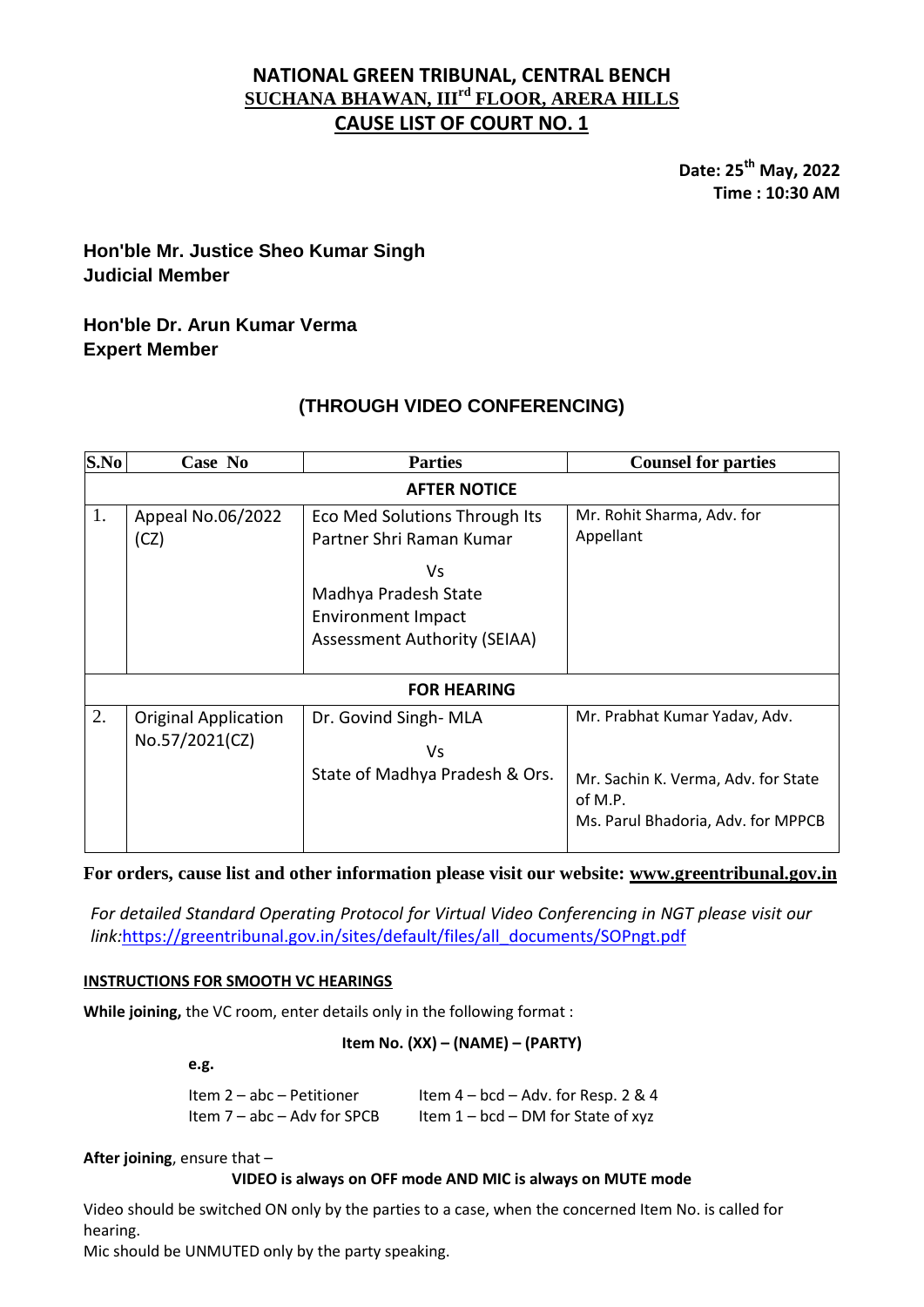# NATIONAL GREEN TRIBUNAL, CENTRAL BENCH
## SUCHANA BHAWAN, III[rd] FLOOR, ARERA HILLS
## CAUSE LIST OF COURT NO. 1

**Date: 25[th] May, 2022**
**Time : 10:30 AM**

**Hon'ble Mr. Justice Sheo Kumar Singh**
**Judicial Member**

**Hon'ble Dr. Arun Kumar Verma**
**Expert Member**

### (THROUGH VIDEO CONFERENCING)

| S.No | Case No | Parties | Counsel for parties |
|---|---|---|---|
| | | **AFTER NOTICE** | |
| 1. | Appeal No.06/2022 (CZ) | Eco Med Solutions Through Its Partner Shri Raman Kumar<br>Vs<br>Madhya Pradesh State Environment Impact Assessment Authority (SEIAA) | Mr. Rohit Sharma, Adv. for Appellant |
| | | **FOR HEARING** | |
| 2. | Original Application No.57/2021(CZ) | Dr. Govind Singh- MLA<br>Vs<br>State of Madhya Pradesh & Ors. | Mr. Prabhat Kumar Yadav, Adv.<br><br>Mr. Sachin K. Verma, Adv. for State of M.P.<br>Ms. Parul Bhadoria, Adv. for MPPCB |

**For orders, cause list and other information please visit our website: www.greentribunal.gov.in**

*For detailed Standard Operating Protocol for Virtual Video Conferencing in NGT please visit our link:*[https://greentribunal.gov.in/sites/default/files/all_documents/SOPngt.pdf](https://greentribunal.gov.in/sites/default/files/all_documents/SOPngt.pdf)

**INSTRUCTIONS FOR SMOOTH VC HEARINGS**

**While joining,** the VC room, enter details only in the following format :

**Item No. (XX) – (NAME) – (PARTY)**

**e.g.**

Item 2 – abc – Petitioner　　Item 4 – bcd – Adv. for Resp. 2 & 4
Item 7 – abc – Adv for SPCB　　Item 1 – bcd – DM for State of xyz

**After joining**, ensure that –

**VIDEO is always on OFF mode AND MIC is always on MUTE mode**

Video should be switched ON only by the parties to a case, when the concerned Item No. is called for hearing.
Mic should be UNMUTED only by the party speaking.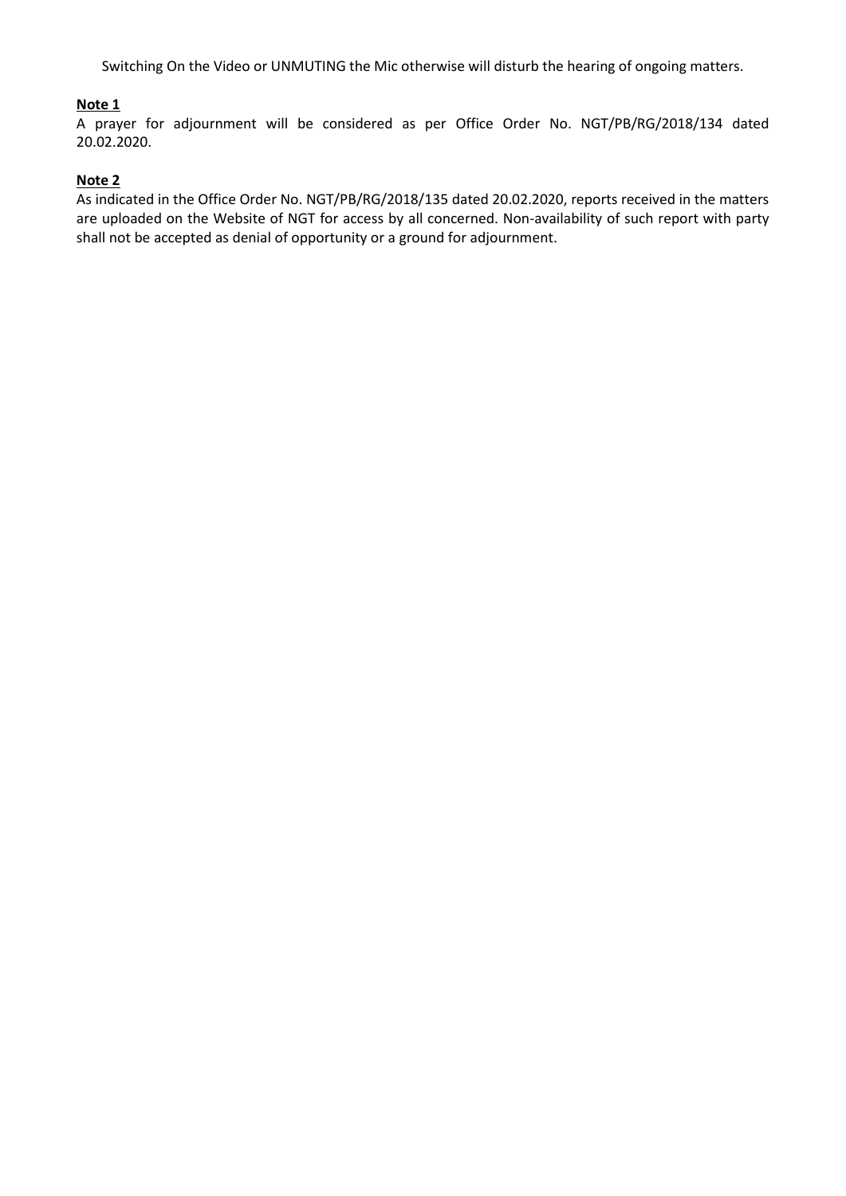Switching On the Video or UNMUTING the Mic otherwise will disturb the hearing of ongoing matters.

**Note 1**

A prayer for adjournment will be considered as per Office Order No. NGT/PB/RG/2018/134 dated 20.02.2020.

**Note 2**

As indicated in the Office Order No. NGT/PB/RG/2018/135 dated 20.02.2020, reports received in the matters are uploaded on the Website of NGT for access by all concerned. Non-availability of such report with party shall not be accepted as denial of opportunity or a ground for adjournment.